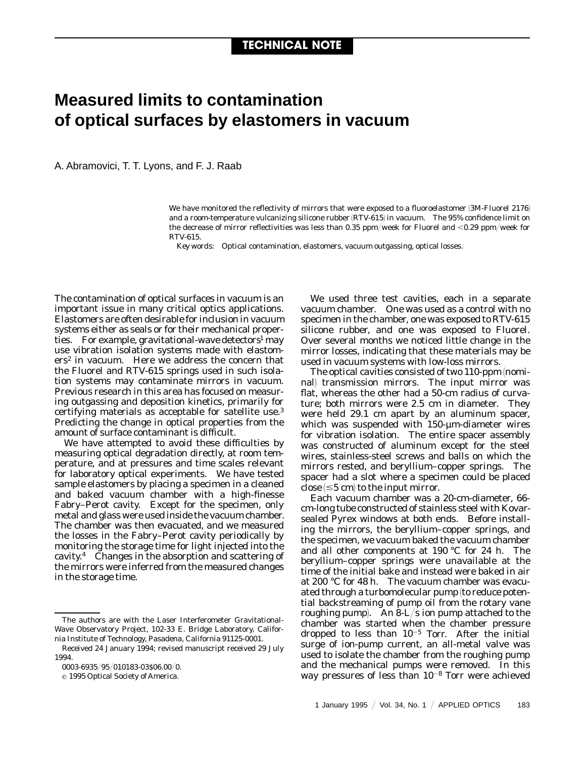**TECHNICAL NOTE**

# Measured limits to contamination of optical surfaces by elastomers in vacuum

A. Abramovici, T. T. Lyons, and F. J. Raab

We have monitored the reflectivity of mirrors that were exposed to a fluoroelastomer (3M-Fluorel 2176) and a room-temperature vulcanizing silicone rubber (RTV-615) in vacuum. The 95% confidence limit on the decrease of mirror reflectivities was less than 0.35 ppm/week for Fluorel and <0.29 ppm/week for RTV-615.

*Key words:* Optical contamination, elastomers, vacuum outgassing, optical losses.

The contamination of optical surfaces in vacuum is an important issue in many critical optics applications. Elastomers are often desirable for inclusion in vacuum systems either as seals or for their mechanical properties. For example, gravitational-wave detectors[1] may use vibration isolation systems made with elastomers[2] in vacuum. Here we address the concern that the Fluorel and RTV-615 springs used in such isolation systems may contaminate mirrors in vacuum. Previous research in this area has focused on measuring outgassing and deposition kinetics, primarily for certifying materials as acceptable for satellite use.[3] Predicting the change in optical properties from the amount of surface contaminant is difficult.

We have attempted to avoid these difficulties by measuring optical degradation directly, at room temperature, and at pressures and time scales relevant for laboratory optical experiments. We have tested sample elastomers by placing a specimen in a cleaned and baked vacuum chamber with a high-finesse Fabry–Perot cavity. Except for the specimen, only metal and glass were used inside the vacuum chamber. The chamber was then evacuated, and we measured the losses in the Fabry–Perot cavity periodically by monitoring the storage time for light injected into the cavity.[4] Changes in the absorption and scattering of the mirrors were inferred from the measured changes in the storage time.

We used three test cavities, each in a separate vacuum chamber. One was used as a control with no specimen in the chamber, one was exposed to RTV-615 silicone rubber, and one was exposed to Fluorel. Over several months we noticed little change in the mirror losses, indicating that these materials may be used in vacuum systems with low-loss mirrors.

The optical cavities consisted of two 110-ppm (nominal) transmission mirrors. The input mirror was flat, whereas the other had a 50-cm radius of curvature; both mirrors were 2.5 cm in diameter. They were held 29.1 cm apart by an aluminum spacer, which was suspended with 150-μm-diameter wires for vibration isolation. The entire spacer assembly was constructed of aluminum except for the steel wires, stainless-steel screws and balls on which the mirrors rested, and beryllium–copper springs. The spacer had a slot where a specimen could be placed close ($\lesssim$5 cm) to the input mirror.

Each vacuum chamber was a 20-cm-diameter, 66-cm-long tube constructed of stainless steel with Kovar-sealed Pyrex windows at both ends. Before installing the mirrors, the beryllium–copper springs, and the specimen, we vacuum baked the vacuum chamber and all other components at 190 °C for 24 h. The beryllium–copper springs were unavailable at the time of the initial bake and instead were baked in air at 200 °C for 48 h. The vacuum chamber was evacuated through a turbomolecular pump (to reduce potential backstreaming of pump oil from the rotary vane roughing pump). An 8-L/s ion pump attached to the chamber was started when the chamber pressure dropped to less than $10^{-5}$ Torr. After the initial surge of ion-pump current, an all-metal valve was used to isolate the chamber from the roughing pump and the mechanical pumps were removed. In this way pressures of less than $10^{-8}$ Torr were achieved

The authors are with the Laser Interferometer Gravitational-Wave Observatory Project, 102-33 E. Bridge Laboratory, California Institute of Technology, Pasadena, California 91125-0001.

Received 24 January 1994; revised manuscript received 29 July 1994.

0003-6935/95/010183-03$06.00/0.

© 1995 Optical Society of America.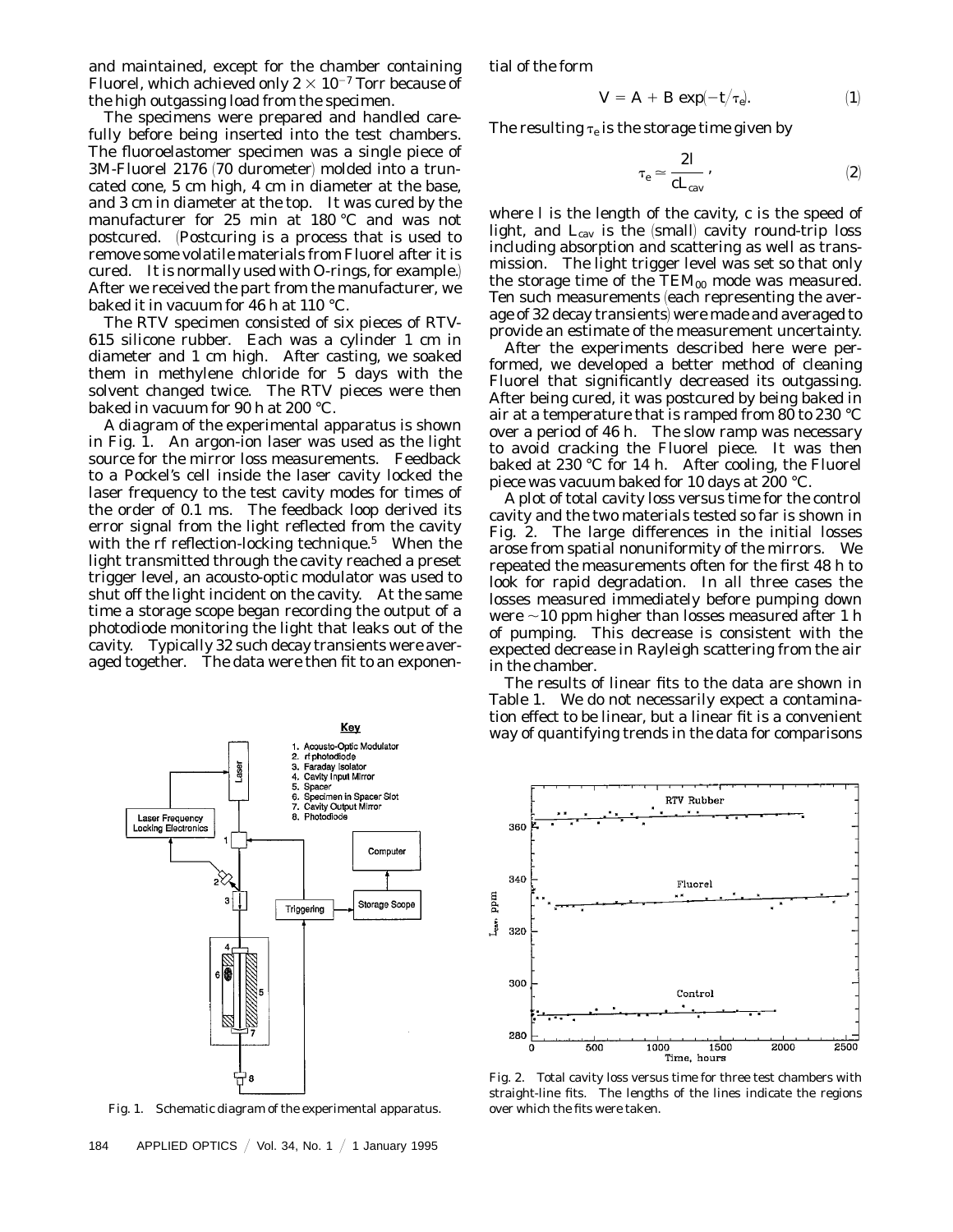and maintained, except for the chamber containing Fluorel, which achieved only $2 \times 10^{-7}$ Torr because of the high outgassing load from the specimen.

The specimens were prepared and handled carefully before being inserted into the test chambers. The fluoroelastomer specimen was a single piece of 3M-Fluorel 2176 (70 durometer) molded into a truncated cone, 5 cm high, 4 cm in diameter at the base, and 3 cm in diameter at the top. It was cured by the manufacturer for 25 min at 180 °C and was not postcured. (Postcuring is a process that is used to remove some volatile materials from Fluorel after it is cured. It is normally used with O-rings, for example.) After we received the part from the manufacturer, we baked it in vacuum for 46 h at 110 °C.

The RTV specimen consisted of six pieces of RTV-615 silicone rubber. Each was a cylinder 1 cm in diameter and 1 cm high. After casting, we soaked them in methylene chloride for 5 days with the solvent changed twice. The RTV pieces were then baked in vacuum for 90 h at 200 °C.

A diagram of the experimental apparatus is shown in Fig. 1. An argon-ion laser was used as the light source for the mirror loss measurements. Feedback to a Pockel's cell inside the laser cavity locked the laser frequency to the test cavity modes for times of the order of 0.1 ms. The feedback loop derived its error signal from the light reflected from the cavity with the rf reflection-locking technique.[5] When the light transmitted through the cavity reached a preset trigger level, an acousto-optic modulator was used to shut off the light incident on the cavity. At the same time a storage scope began recording the output of a photodiode monitoring the light that leaks out of the cavity. Typically 32 such decay transients were averaged together. The data were then fit to an exponential of the form

$$V = A + B \exp(-t/\tau_e). \tag{1}$$

The resulting $\tau_e$ is the storage time given by

$$\tau_e \simeq \frac{2l}{cL_{cav}}, \tag{2}$$

where $l$ is the length of the cavity, $c$ is the speed of light, and $L_{cav}$ is the (small) cavity round-trip loss including absorption and scattering as well as transmission. The light trigger level was set so that only the storage time of the $TEM_{00}$ mode was measured. Ten such measurements (each representing the average of 32 decay transients) were made and averaged to provide an estimate of the measurement uncertainty.

After the experiments described here were performed, we developed a better method of cleaning Fluorel that significantly decreased its outgassing. After being cured, it was postcured by being baked in air at a temperature that is ramped from 80 to 230 °C over a period of 46 h. The slow ramp was necessary to avoid cracking the Fluorel piece. It was then baked at 230 °C for 14 h. After cooling, the Fluorel piece was vacuum baked for 10 days at 200 °C.

A plot of total cavity loss versus time for the control cavity and the two materials tested so far is shown in Fig. 2. The large differences in the initial losses arose from spatial nonuniformity of the mirrors. We repeated the measurements often for the first 48 h to look for rapid degradation. In all three cases the losses measured immediately before pumping down were ~10 ppm higher than losses measured after 1 h of pumping. This decrease is consistent with the expected decrease in Rayleigh scattering from the air in the chamber.

The results of linear fits to the data are shown in Table 1. We do not necessarily expect a contamination effect to be linear, but a linear fit is a convenient way of quantifying trends in the data for comparisons

Fig. 1. Schematic diagram of the experimental apparatus.

Fig. 2. Total cavity loss versus time for three test chambers with straight-line fits. The lengths of the lines indicate the regions over which the fits were taken.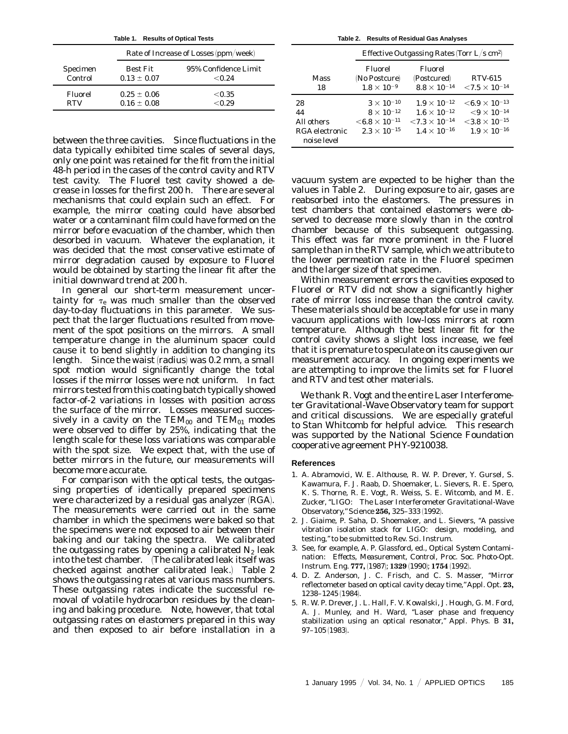**Table 1. Results of Optical Tests**

| | Rate of Increase of Losses (ppm/week) | |
|---|---|---|
| Specimen | Best Fit | 95% Confidence Limit |
| Control | $0.13 \pm 0.07$ | $<0.24$ |
| Fluorel | $0.25 \pm 0.06$ | $<0.35$ |
| RTV | $0.16 \pm 0.08$ | $<0.29$ |

between the three cavities. Since fluctuations in the data typically exhibited time scales of several days, only one point was retained for the fit from the initial 48-h period in the cases of the control cavity and RTV test cavity. The Fluorel test cavity showed a decrease in losses for the first 200 h. There are several mechanisms that could explain such an effect. For example, the mirror coating could have absorbed water or a contaminant film could have formed on the mirror before evacuation of the chamber, which then desorbed in vacuum. Whatever the explanation, it was decided that the most conservative estimate of mirror degradation caused by exposure to Fluorel would be obtained by starting the linear fit after the initial downward trend at 200 h.

In general our short-term measurement uncertainty for $\tau_e$ was much smaller than the observed day-to-day fluctuations in this parameter. We suspect that the larger fluctuations resulted from movement of the spot positions on the mirrors. A small temperature change in the aluminum spacer could cause it to bend slightly in addition to changing its length. Since the waist (radius) was 0.2 mm, a small spot motion would significantly change the total losses if the mirror losses were not uniform. In fact mirrors tested from this coating batch typically showed factor-of-2 variations in losses with position across the surface of the mirror. Losses measured successively in a cavity on the $TEM_{00}$ and $TEM_{01}$ modes were observed to differ by 25%, indicating that the length scale for these loss variations was comparable with the spot size. We expect that, with the use of better mirrors in the future, our measurements will become more accurate.

For comparison with the optical tests, the outgassing properties of identically prepared specimens were characterized by a residual gas analyzer (RGA). The measurements were carried out in the same chamber in which the specimens were baked so that the specimens were not exposed to air between their baking and our taking the spectra. We calibrated the outgassing rates by opening a calibrated $N_2$ leak into the test chamber. (The calibrated leak itself was checked against another calibrated leak.) Table 2 shows the outgassing rates at various mass numbers. These outgassing rates indicate the successful removal of volatile hydrocarbon residues by the cleaning and baking procedure. Note, however, that total outgassing rates on elastomers prepared in this way and then exposed to air before installation in a vacuum system are expected to be higher than the values in Table 2. During exposure to air, gases are reabsorbed into the elastomers. The pressures in test chambers that contained elastomers were observed to decrease more slowly than in the control chamber because of this subsequent outgassing. This effect was far more prominent in the Fluorel sample than in the RTV sample, which we attribute to the lower permeation rate in the Fluorel specimen and the larger size of that specimen.

**Table 2. Results of Residual Gas Analyses**

| | Effective Outgassing Rates (Torr L/s cm²) | | |
|---|---|---|---|
| Mass | Fluorel (No Postcure) | Fluorel (Postcured) | RTV-615 |
| 18 | $1.8 \times 10^{-9}$ | $8.8 \times 10^{-14}$ | $<7.5 \times 10^{-14}$ |
| 28 | $3 \times 10^{-10}$ | $1.9 \times 10^{-12}$ | $<6.9 \times 10^{-13}$ |
| 44 | $8 \times 10^{-12}$ | $1.6 \times 10^{-12}$ | $<9 \times 10^{-14}$ |
| All others | $<6.8 \times 10^{-11}$ | $<7.3 \times 10^{-14}$ | $<3.8 \times 10^{-15}$ |
| RGA electronic noise level | $2.3 \times 10^{-15}$ | $1.4 \times 10^{-16}$ | $1.9 \times 10^{-16}$ |

Within measurement errors the cavities exposed to Fluorel or RTV did not show a significantly higher rate of mirror loss increase than the control cavity. These materials should be acceptable for use in many vacuum applications with low-loss mirrors at room temperature. Although the best linear fit for the control cavity shows a slight loss increase, we feel that it is premature to speculate on its cause given our measurement accuracy. In ongoing experiments we are attempting to improve the limits set for Fluorel and RTV and test other materials.

We thank R. Vogt and the entire Laser Interferometer Gravitational-Wave Observatory team for support and critical discussions. We are especially grateful to Stan Whitcomb for helpful advice. This research was supported by the National Science Foundation cooperative agreement PHY-9210038.

## References

1. A. Abramovici, W. E. Althouse, R. W. P. Drever, Y. Gursel, S. Kawamura, F. J. Raab, D. Shoemaker, L. Sievers, R. E. Spero, K. S. Thorne, R. E. Vogt, R. Weiss, S. E. Witcomb, and M. E. Zucker, "LIGO: The Laser Interferometer Gravitational-Wave Observatory," Science **256,** 325–333 (1992).
2. J. Giaime, P. Saha, D. Shoemaker, and L. Sievers, "A passive vibration isolation stack for LIGO: design, modeling, and testing," to be submitted to Rev. Sci. Instrum.
3. See, for example, A. P. Glassford, ed., Optical System Contamination: Effects, Measurement, Control, Proc. Soc. Photo-Opt. Instrum. Eng. **777,** (1987); **1329** (1990); **1754** (1992).
4. D. Z. Anderson, J. C. Frisch, and C. S. Masser, "Mirror reflectometer based on optical cavity decay time," Appl. Opt. **23,** 1238–1245 (1984).
5. R. W. P. Drever, J. L. Hall, F. V. Kowalski, J. Hough, G. M. Ford, A. J. Munley, and H. Ward, "Laser phase and frequency stabilization using an optical resonator," Appl. Phys. B **31,** 97–105 (1983).